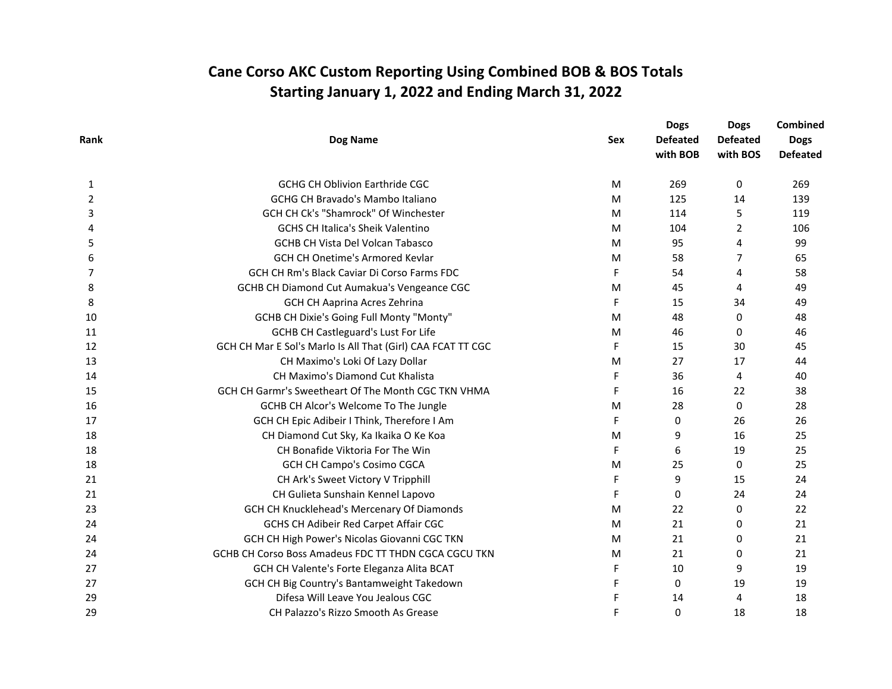# Cane Corso AKC Custom Reporting Using Combined BOB & BOS Totals
## Starting January 1, 2022 and Ending March 31, 2022

| Rank | Dog Name | Sex | Dogs Defeated with BOB | Dogs Defeated with BOS | Combined Dogs Defeated |
|---|---|---|---|---|---|
| 1 | GCHG CH Oblivion Earthride CGC | M | 269 | 0 | 269 |
| 2 | GCHG CH Bravado's Mambo Italiano | M | 125 | 14 | 139 |
| 3 | GCH CH Ck's "Shamrock" Of Winchester | M | 114 | 5 | 119 |
| 4 | GCHS CH Italica's Sheik Valentino | M | 104 | 2 | 106 |
| 5 | GCHB CH Vista Del Volcan Tabasco | M | 95 | 4 | 99 |
| 6 | GCH CH Onetime's Armored Kevlar | M | 58 | 7 | 65 |
| 7 | GCH CH Rm's Black Caviar Di Corso Farms FDC | F | 54 | 4 | 58 |
| 8 | GCHB CH Diamond Cut Aumakua's Vengeance CGC | M | 45 | 4 | 49 |
| 8 | GCH CH Aaprina Acres Zehrina | F | 15 | 34 | 49 |
| 10 | GCHB CH Dixie's Going Full Monty "Monty" | M | 48 | 0 | 48 |
| 11 | GCHB CH Castleguard's Lust For Life | M | 46 | 0 | 46 |
| 12 | GCH CH Mar E Sol's Marlo Is All That (Girl) CAA FCAT TT CGC | F | 15 | 30 | 45 |
| 13 | CH Maximo's Loki Of Lazy Dollar | M | 27 | 17 | 44 |
| 14 | CH Maximo's Diamond Cut Khalista | F | 36 | 4 | 40 |
| 15 | GCH CH Garmr's Sweetheart Of The Month CGC TKN VHMA | F | 16 | 22 | 38 |
| 16 | GCHB CH Alcor's Welcome To The Jungle | M | 28 | 0 | 28 |
| 17 | GCH CH Epic Adibeir I Think, Therefore I Am | F | 0 | 26 | 26 |
| 18 | CH Diamond Cut Sky, Ka Ikaika O Ke Koa | M | 9 | 16 | 25 |
| 18 | CH Bonafide Viktoria For The Win | F | 6 | 19 | 25 |
| 18 | GCH CH Campo's Cosimo CGCA | M | 25 | 0 | 25 |
| 21 | CH Ark's Sweet Victory V Tripphill | F | 9 | 15 | 24 |
| 21 | CH Gulieta Sunshain Kennel Lapovo | F | 0 | 24 | 24 |
| 23 | GCH CH Knucklehead's Mercenary Of Diamonds | M | 22 | 0 | 22 |
| 24 | GCHS CH Adibeir Red Carpet Affair CGC | M | 21 | 0 | 21 |
| 24 | GCH CH High Power's Nicolas Giovanni CGC TKN | M | 21 | 0 | 21 |
| 24 | GCHB CH Corso Boss Amadeus FDC TT THDN CGCA CGCU TKN | M | 21 | 0 | 21 |
| 27 | GCH CH Valente's Forte Eleganza Alita BCAT | F | 10 | 9 | 19 |
| 27 | GCH CH Big Country's Bantamweight Takedown | F | 0 | 19 | 19 |
| 29 | Difesa Will Leave You Jealous CGC | F | 14 | 4 | 18 |
| 29 | CH Palazzo's Rizzo Smooth As Grease | F | 0 | 18 | 18 |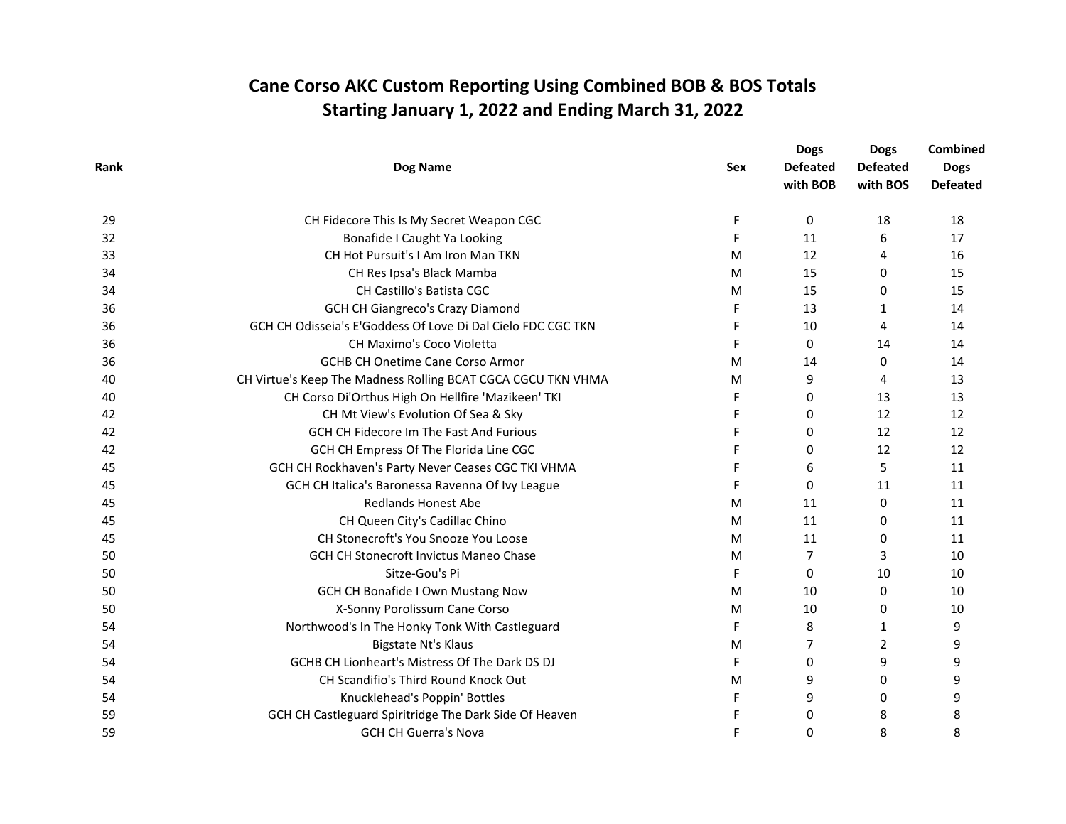# Cane Corso AKC Custom Reporting Using Combined BOB & BOS Totals
## Starting January 1, 2022 and Ending March 31, 2022

| Rank | Dog Name | Sex | Dogs Defeated with BOB | Dogs Defeated with BOS | Combined Dogs Defeated |
|---|---|---|---|---|---|
| 29 | CH Fidecore This Is My Secret Weapon CGC | F | 0 | 18 | 18 |
| 32 | Bonafide I Caught Ya Looking | F | 11 | 6 | 17 |
| 33 | CH Hot Pursuit's I Am Iron Man TKN | M | 12 | 4 | 16 |
| 34 | CH Res Ipsa's Black Mamba | M | 15 | 0 | 15 |
| 34 | CH Castillo's Batista CGC | M | 15 | 0 | 15 |
| 36 | GCH CH Giangreco's Crazy Diamond | F | 13 | 1 | 14 |
| 36 | GCH CH Odisseia's E'Goddess Of Love Di Dal Cielo FDC CGC TKN | F | 10 | 4 | 14 |
| 36 | CH Maximo's Coco Violetta | F | 0 | 14 | 14 |
| 36 | GCHB CH Onetime Cane Corso Armor | M | 14 | 0 | 14 |
| 40 | CH Virtue's Keep The Madness Rolling BCAT CGCA CGCU TKN VHMA | M | 9 | 4 | 13 |
| 40 | CH Corso Di'Orthus High On Hellfire 'Mazikeen' TKI | F | 0 | 13 | 13 |
| 42 | CH Mt View's Evolution Of Sea & Sky | F | 0 | 12 | 12 |
| 42 | GCH CH Fidecore Im The Fast And Furious | F | 0 | 12 | 12 |
| 42 | GCH CH Empress Of The Florida Line CGC | F | 0 | 12 | 12 |
| 45 | GCH CH Rockhaven's Party Never Ceases CGC TKI VHMA | F | 6 | 5 | 11 |
| 45 | GCH CH Italica's Baronessa Ravenna Of Ivy League | F | 0 | 11 | 11 |
| 45 | Redlands Honest Abe | M | 11 | 0 | 11 |
| 45 | CH Queen City's Cadillac Chino | M | 11 | 0 | 11 |
| 45 | CH Stonecroft's You Snooze You Loose | M | 11 | 0 | 11 |
| 50 | GCH CH Stonecroft Invictus Maneo Chase | M | 7 | 3 | 10 |
| 50 | Sitze-Gou's Pi | F | 0 | 10 | 10 |
| 50 | GCH CH Bonafide I Own Mustang Now | M | 10 | 0 | 10 |
| 50 | X-Sonny Porolissum Cane Corso | M | 10 | 0 | 10 |
| 54 | Northwood's In The Honky Tonk With Castleguard | F | 8 | 1 | 9 |
| 54 | Bigstate Nt's Klaus | M | 7 | 2 | 9 |
| 54 | GCHB CH Lionheart's Mistress Of The Dark DS DJ | F | 0 | 9 | 9 |
| 54 | CH Scandifio's Third Round Knock Out | M | 9 | 0 | 9 |
| 54 | Knucklehead's Poppin' Bottles | F | 9 | 0 | 9 |
| 59 | GCH CH Castleguard Spiritridge The Dark Side Of Heaven | F | 0 | 8 | 8 |
| 59 | GCH CH Guerra's Nova | F | 0 | 8 | 8 |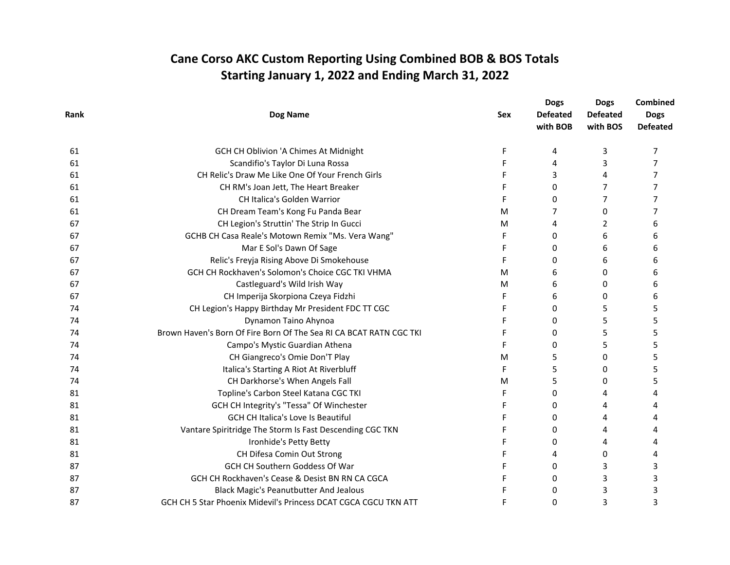# Cane Corso AKC Custom Reporting Using Combined BOB & BOS Totals
## Starting January 1, 2022 and Ending March 31, 2022

| Rank | Dog Name | Sex | Dogs Defeated with BOB | Dogs Defeated with BOS | Combined Dogs Defeated |
|---|---|---|---|---|---|
| 61 | GCH CH Oblivion 'A Chimes At Midnight | F | 4 | 3 | 7 |
| 61 | Scandifio's Taylor Di Luna Rossa | F | 4 | 3 | 7 |
| 61 | CH Relic's Draw Me Like One Of Your French Girls | F | 3 | 4 | 7 |
| 61 | CH RM's Joan Jett, The Heart Breaker | F | 0 | 7 | 7 |
| 61 | CH Italica's Golden Warrior | F | 0 | 7 | 7 |
| 61 | CH Dream Team's Kong Fu Panda Bear | M | 7 | 0 | 7 |
| 67 | CH Legion's Struttin' The Strip In Gucci | M | 4 | 2 | 6 |
| 67 | GCHB CH Casa Reale's Motown Remix "Ms. Vera Wang" | F | 0 | 6 | 6 |
| 67 | Mar E Sol's Dawn Of Sage | F | 0 | 6 | 6 |
| 67 | Relic's Freyja Rising Above Di Smokehouse | F | 0 | 6 | 6 |
| 67 | GCH CH Rockhaven's Solomon's Choice CGC TKI VHMA | M | 6 | 0 | 6 |
| 67 | Castleguard's Wild Irish Way | M | 6 | 0 | 6 |
| 67 | CH Imperija Skorpiona Czeya Fidzhi | F | 6 | 0 | 6 |
| 74 | CH Legion's Happy Birthday Mr President FDC TT CGC | F | 0 | 5 | 5 |
| 74 | Dynamon Taino Ahynoa | F | 0 | 5 | 5 |
| 74 | Brown Haven's Born Of Fire Born Of The Sea RI CA BCAT RATN CGC TKI | F | 0 | 5 | 5 |
| 74 | Campo's Mystic Guardian Athena | F | 0 | 5 | 5 |
| 74 | CH Giangreco's Omie Don'T Play | M | 5 | 0 | 5 |
| 74 | Italica's Starting A Riot At Riverbluff | F | 5 | 0 | 5 |
| 74 | CH Darkhorse's When Angels Fall | M | 5 | 0 | 5 |
| 81 | Topline's Carbon Steel Katana CGC TKI | F | 0 | 4 | 4 |
| 81 | GCH CH Integrity's "Tessa" Of Winchester | F | 0 | 4 | 4 |
| 81 | GCH CH Italica's Love Is Beautiful | F | 0 | 4 | 4 |
| 81 | Vantare Spiritridge The Storm Is Fast Descending CGC TKN | F | 0 | 4 | 4 |
| 81 | Ironhide's Petty Betty | F | 0 | 4 | 4 |
| 81 | CH Difesa Comin Out Strong | F | 4 | 0 | 4 |
| 87 | GCH CH Southern Goddess Of War | F | 0 | 3 | 3 |
| 87 | GCH CH Rockhaven's Cease & Desist BN RN CA CGCA | F | 0 | 3 | 3 |
| 87 | Black Magic's Peanutbutter And Jealous | F | 0 | 3 | 3 |
| 87 | GCH CH 5 Star Phoenix Midevil's Princess DCAT CGCA CGCU TKN ATT | F | 0 | 3 | 3 |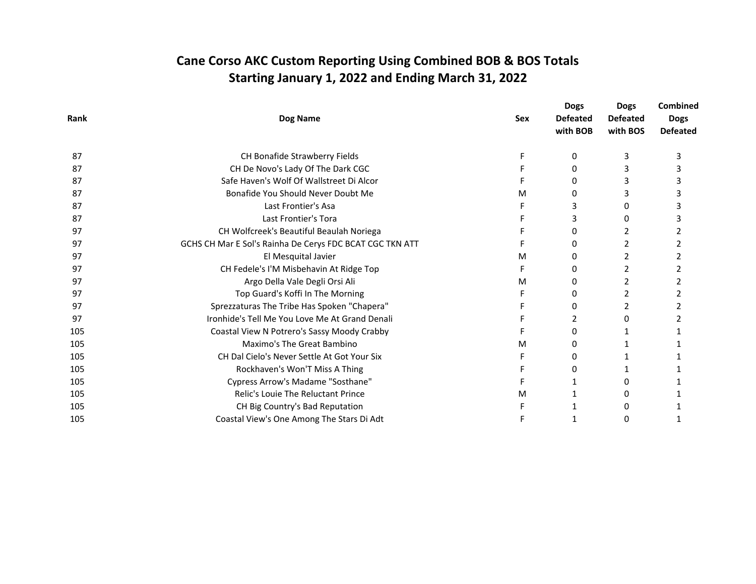# Cane Corso AKC Custom Reporting Using Combined BOB & BOS Totals
# Starting January 1, 2022 and Ending March 31, 2022

| Rank | Dog Name | Sex | Dogs Defeated with BOB | Dogs Defeated with BOS | Combined Dogs Defeated |
|---|---|---|---|---|---|
| 87 | CH Bonafide Strawberry Fields | F | 0 | 3 | 3 |
| 87 | CH De Novo's Lady Of The Dark CGC | F | 0 | 3 | 3 |
| 87 | Safe Haven's Wolf Of Wallstreet Di Alcor | F | 0 | 3 | 3 |
| 87 | Bonafide You Should Never Doubt Me | M | 0 | 3 | 3 |
| 87 | Last Frontier's Asa | F | 3 | 0 | 3 |
| 87 | Last Frontier's Tora | F | 3 | 0 | 3 |
| 97 | CH Wolfcreek's Beautiful Beaulah Noriega | F | 0 | 2 | 2 |
| 97 | GCHS CH Mar E Sol's Rainha De Cerys FDC BCAT CGC TKN ATT | F | 0 | 2 | 2 |
| 97 | El Mesquital Javier | M | 0 | 2 | 2 |
| 97 | CH Fedele's I'M Misbehavin At Ridge Top | F | 0 | 2 | 2 |
| 97 | Argo Della Vale Degli Orsi Ali | M | 0 | 2 | 2 |
| 97 | Top Guard's Koffi In The Morning | F | 0 | 2 | 2 |
| 97 | Sprezzaturas The Tribe Has Spoken "Chapera" | F | 0 | 2 | 2 |
| 97 | Ironhide's Tell Me You Love Me At Grand Denali | F | 2 | 0 | 2 |
| 105 | Coastal View N Potrero's Sassy Moody Crabby | F | 0 | 1 | 1 |
| 105 | Maximo's The Great Bambino | M | 0 | 1 | 1 |
| 105 | CH Dal Cielo's Never Settle At Got Your Six | F | 0 | 1 | 1 |
| 105 | Rockhaven's Won'T Miss A Thing | F | 0 | 1 | 1 |
| 105 | Cypress Arrow's Madame "Sosthane" | F | 1 | 0 | 1 |
| 105 | Relic's Louie The Reluctant Prince | M | 1 | 0 | 1 |
| 105 | CH Big Country's Bad Reputation | F | 1 | 0 | 1 |
| 105 | Coastal View's One Among The Stars Di Adt | F | 1 | 0 | 1 |